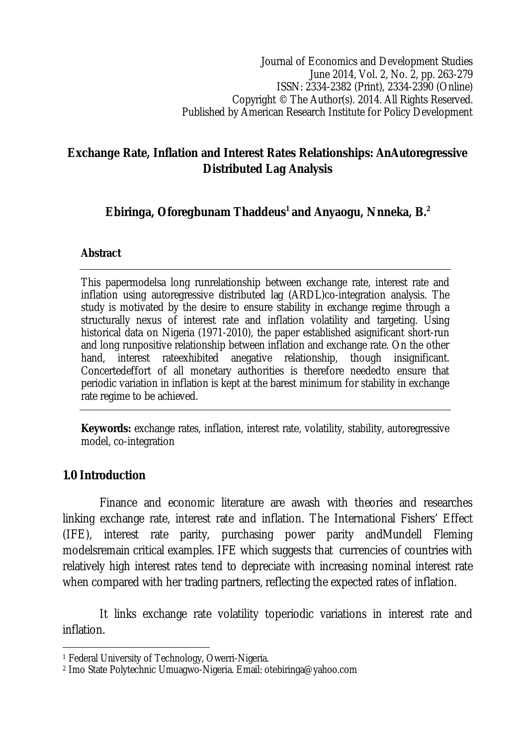Journal of Economics and Development Studies
June 2014, Vol. 2, No. 2, pp. 263-279
ISSN: 2334-2382 (Print), 2334-2390 (Online)
Copyright © The Author(s). 2014. All Rights Reserved.
Published by American Research Institute for Policy Development

# Exchange Rate, Inflation and Interest Rates Relationships: AnAutoregressive Distributed Lag Analysis

**Ebiringa, Oforegbunam Thaddeus[1] and Anyaogu, Nnneka, B.[2]**

## Abstract

This papermodelsa long runrelationship between exchange rate, interest rate and inflation using autoregressive distributed lag (ARDL)co-integration analysis. The study is motivated by the desire to ensure stability in exchange regime through a structurally nexus of interest rate and inflation volatility and targeting. Using historical data on Nigeria (1971-2010), the paper established asignificant short-run and long runpositive relationship between inflation and exchange rate. On the other hand, interest rateexhibited anegative relationship, though insignificant. Concertedeffort of all monetary authorities is therefore neededto ensure that periodic variation in inflation is kept at the barest minimum for stability in exchange rate regime to be achieved.

**Keywords:** exchange rates, inflation, interest rate, volatility, stability, autoregressive model, co-integration

## 1.0 Introduction

Finance and economic literature are awash with theories and researches linking exchange rate, interest rate and inflation. The International Fishers' Effect (IFE), interest rate parity, purchasing power parity andMundell Fleming modelsremain critical examples. IFE which suggests that currencies of countries with relatively high interest rates tend to depreciate with increasing nominal interest rate when compared with her trading partners, reflecting the expected rates of inflation.

It links exchange rate volatility toperiodic variations in interest rate and inflation.

[1] Federal University of Technology, Owerri-Nigeria.

[2] Imo State Polytechnic Umuagwo-Nigeria. Email: otebiringa@yahoo.com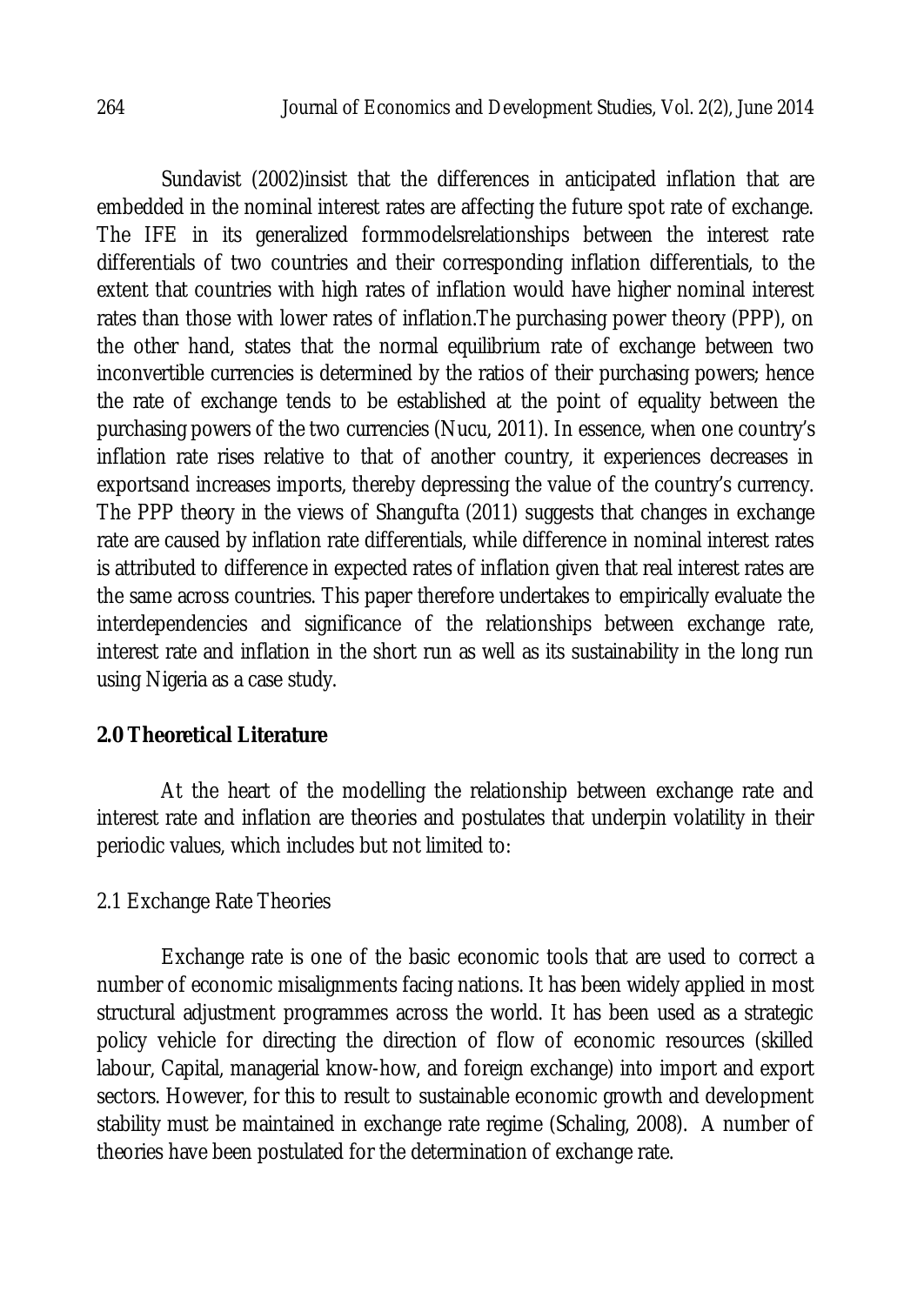Sundavist (2002)insist that the differences in anticipated inflation that are embedded in the nominal interest rates are affecting the future spot rate of exchange. The IFE in its generalized formmodelsrelationships between the interest rate differentials of two countries and their corresponding inflation differentials, to the extent that countries with high rates of inflation would have higher nominal interest rates than those with lower rates of inflation.The purchasing power theory (PPP), on the other hand, states that the normal equilibrium rate of exchange between two inconvertible currencies is determined by the ratios of their purchasing powers; hence the rate of exchange tends to be established at the point of equality between the purchasing powers of the two currencies (Nucu, 2011). In essence, when one country's inflation rate rises relative to that of another country, it experiences decreases in exportsand increases imports, thereby depressing the value of the country's currency. The PPP theory in the views of Shangufta (2011) suggests that changes in exchange rate are caused by inflation rate differentials, while difference in nominal interest rates is attributed to difference in expected rates of inflation given that real interest rates are the same across countries. This paper therefore undertakes to empirically evaluate the interdependencies and significance of the relationships between exchange rate, interest rate and inflation in the short run as well as its sustainability in the long run using Nigeria as a case study.

## 2.0 Theoretical Literature

At the heart of the modelling the relationship between exchange rate and interest rate and inflation are theories and postulates that underpin volatility in their periodic values, which includes but not limited to:

### 2.1 Exchange Rate Theories

Exchange rate is one of the basic economic tools that are used to correct a number of economic misalignments facing nations. It has been widely applied in most structural adjustment programmes across the world. It has been used as a strategic policy vehicle for directing the direction of flow of economic resources (skilled labour, Capital, managerial know-how, and foreign exchange) into import and export sectors. However, for this to result to sustainable economic growth and development stability must be maintained in exchange rate regime (Schaling, 2008). A number of theories have been postulated for the determination of exchange rate.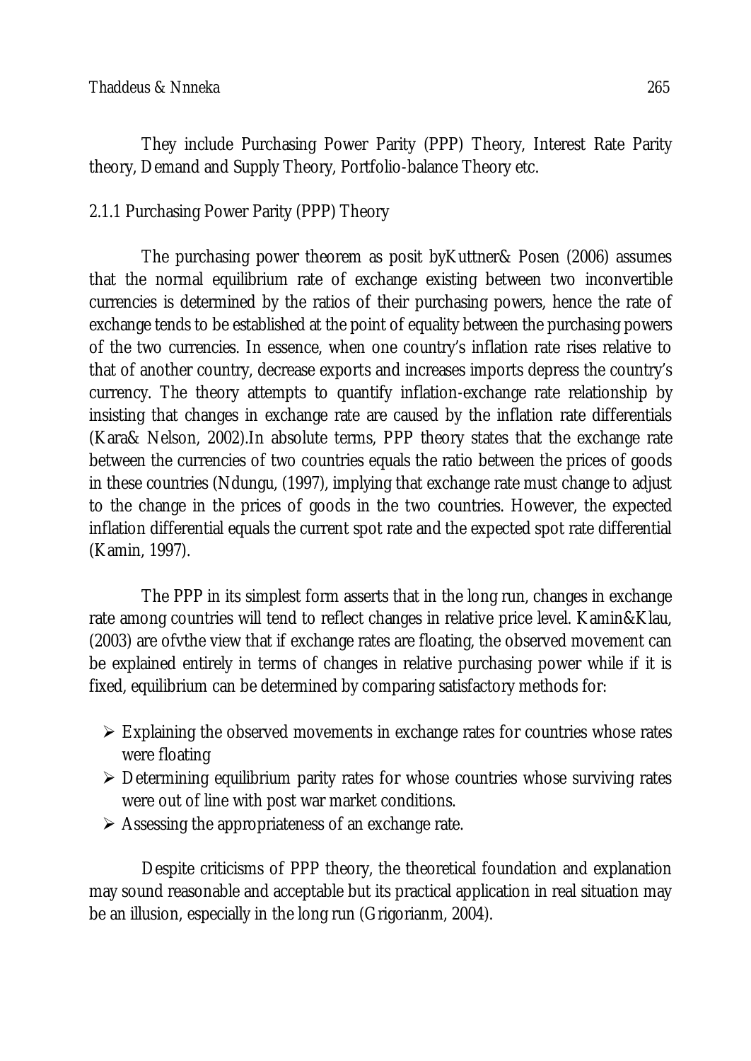They include Purchasing Power Parity (PPP) Theory, Interest Rate Parity theory, Demand and Supply Theory, Portfolio-balance Theory etc.

### 2.1.1 Purchasing Power Parity (PPP) Theory

The purchasing power theorem as posit byKuttner& Posen (2006) assumes that the normal equilibrium rate of exchange existing between two inconvertible currencies is determined by the ratios of their purchasing powers, hence the rate of exchange tends to be established at the point of equality between the purchasing powers of the two currencies. In essence, when one country's inflation rate rises relative to that of another country, decrease exports and increases imports depress the country's currency. The theory attempts to quantify inflation-exchange rate relationship by insisting that changes in exchange rate are caused by the inflation rate differentials (Kara& Nelson, 2002).In absolute terms, PPP theory states that the exchange rate between the currencies of two countries equals the ratio between the prices of goods in these countries (Ndungu, (1997), implying that exchange rate must change to adjust to the change in the prices of goods in the two countries. However, the expected inflation differential equals the current spot rate and the expected spot rate differential (Kamin, 1997).

The PPP in its simplest form asserts that in the long run, changes in exchange rate among countries will tend to reflect changes in relative price level. Kamin&Klau, (2003) are ofvthe view that if exchange rates are floating, the observed movement can be explained entirely in terms of changes in relative purchasing power while if it is fixed, equilibrium can be determined by comparing satisfactory methods for:

- Explaining the observed movements in exchange rates for countries whose rates were floating
- Determining equilibrium parity rates for whose countries whose surviving rates were out of line with post war market conditions.
- Assessing the appropriateness of an exchange rate.

Despite criticisms of PPP theory, the theoretical foundation and explanation may sound reasonable and acceptable but its practical application in real situation may be an illusion, especially in the long run (Grigorianm, 2004).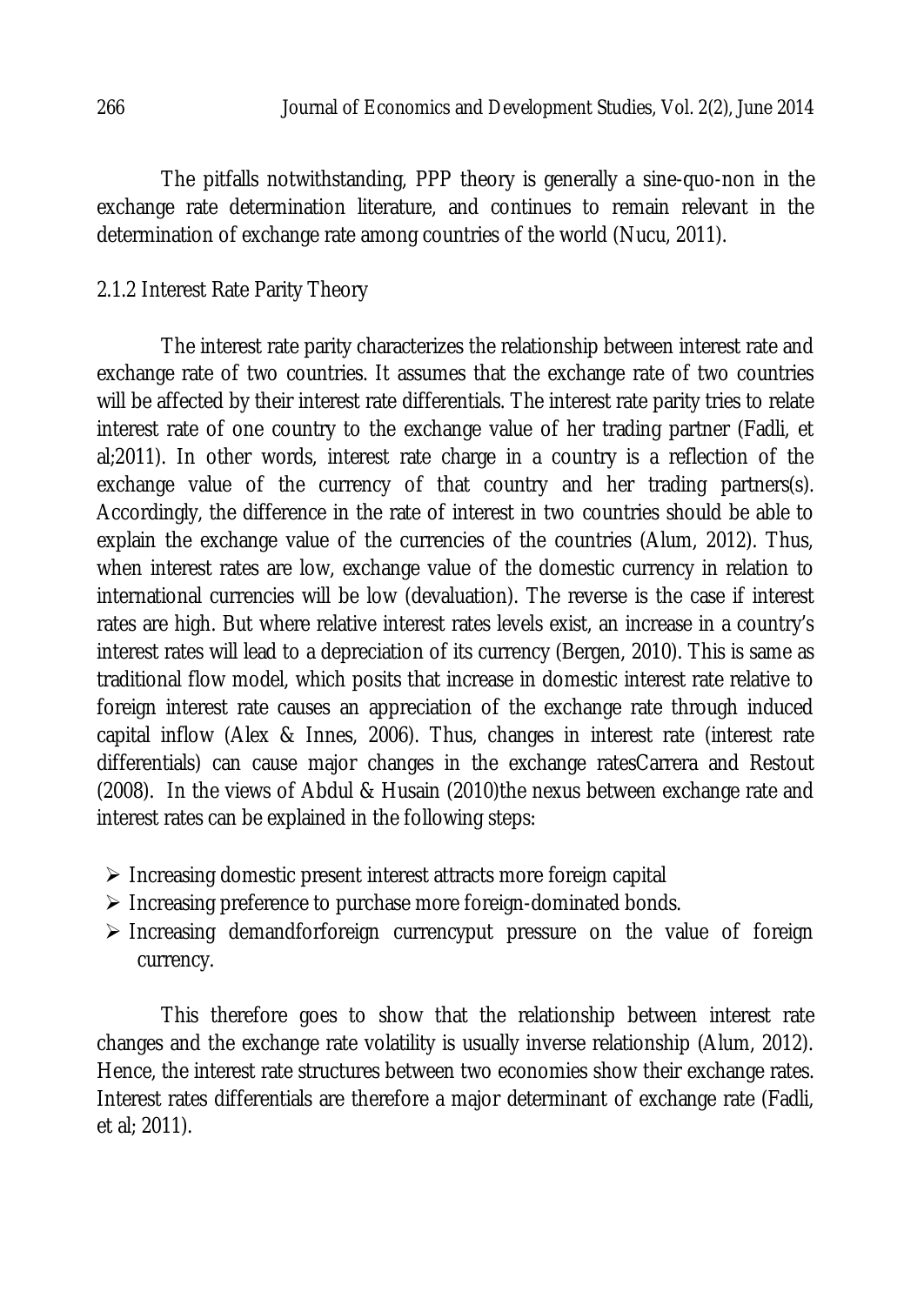The pitfalls notwithstanding, PPP theory is generally a sine-quo-non in the exchange rate determination literature, and continues to remain relevant in the determination of exchange rate among countries of the world (Nucu, 2011).

### 2.1.2 Interest Rate Parity Theory

The interest rate parity characterizes the relationship between interest rate and exchange rate of two countries. It assumes that the exchange rate of two countries will be affected by their interest rate differentials. The interest rate parity tries to relate interest rate of one country to the exchange value of her trading partner (Fadli, et al;2011). In other words, interest rate charge in a country is a reflection of the exchange value of the currency of that country and her trading partners(s). Accordingly, the difference in the rate of interest in two countries should be able to explain the exchange value of the currencies of the countries (Alum, 2012). Thus, when interest rates are low, exchange value of the domestic currency in relation to international currencies will be low (devaluation). The reverse is the case if interest rates are high. But where relative interest rates levels exist, an increase in a country's interest rates will lead to a depreciation of its currency (Bergen, 2010). This is same as traditional flow model, which posits that increase in domestic interest rate relative to foreign interest rate causes an appreciation of the exchange rate through induced capital inflow (Alex & Innes, 2006). Thus, changes in interest rate (interest rate differentials) can cause major changes in the exchange ratesCarrera and Restout (2008). In the views of Abdul & Husain (2010)the nexus between exchange rate and interest rates can be explained in the following steps:

- Increasing domestic present interest attracts more foreign capital
- Increasing preference to purchase more foreign-dominated bonds.
- Increasing demandforforeign currencyput pressure on the value of foreign currency.

This therefore goes to show that the relationship between interest rate changes and the exchange rate volatility is usually inverse relationship (Alum, 2012). Hence, the interest rate structures between two economies show their exchange rates. Interest rates differentials are therefore a major determinant of exchange rate (Fadli, et al; 2011).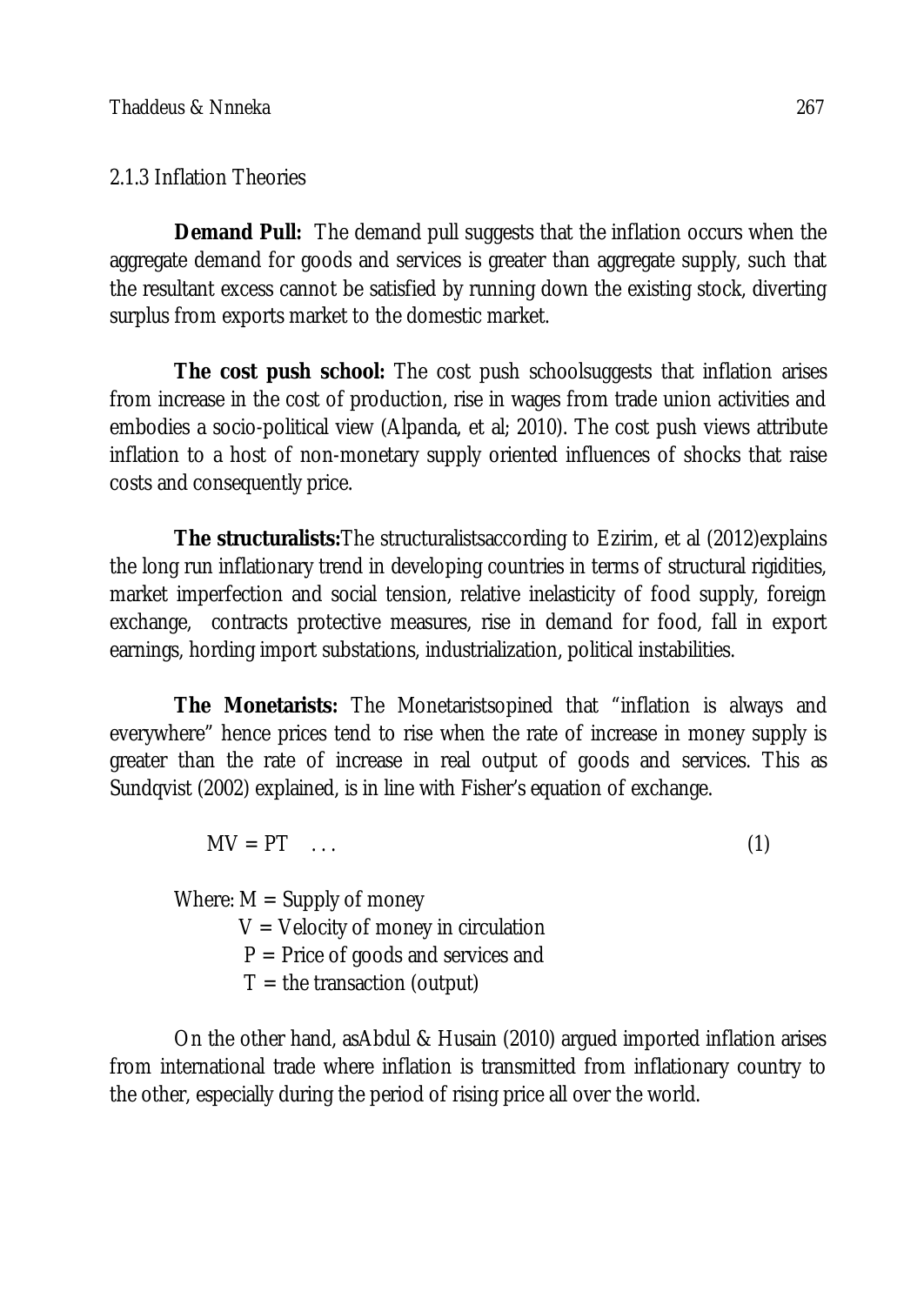2.1.3 Inflation Theories

**Demand Pull:** The demand pull suggests that the inflation occurs when the aggregate demand for goods and services is greater than aggregate supply, such that the resultant excess cannot be satisfied by running down the existing stock, diverting surplus from exports market to the domestic market.

**The cost push school:** The cost push schoolsuggests that inflation arises from increase in the cost of production, rise in wages from trade union activities and embodies a socio-political view (Alpanda, et al; 2010). The cost push views attribute inflation to a host of non-monetary supply oriented influences of shocks that raise costs and consequently price.

**The structuralists:**The structuralistsaccording to Ezirim, et al (2012)explains the long run inflationary trend in developing countries in terms of structural rigidities, market imperfection and social tension, relative inelasticity of food supply, foreign exchange, contracts protective measures, rise in demand for food, fall in export earnings, hording import substations, industrialization, political instabilities.

**The Monetarists:** The Monetaristsopined that "inflation is always and everywhere" hence prices tend to rise when the rate of increase in money supply is greater than the rate of increase in real output of goods and services. This as Sundqvist (2002) explained, is in line with Fisher's equation of exchange.

$$MV = PT \quad \ldots \qquad (1)$$

Where: $M$ = Supply of money
$V$ = Velocity of money in circulation
$P$ = Price of goods and services and
$T$ = the transaction (output)

On the other hand, asAbdul & Husain (2010) argued imported inflation arises from international trade where inflation is transmitted from inflationary country to the other, especially during the period of rising price all over the world.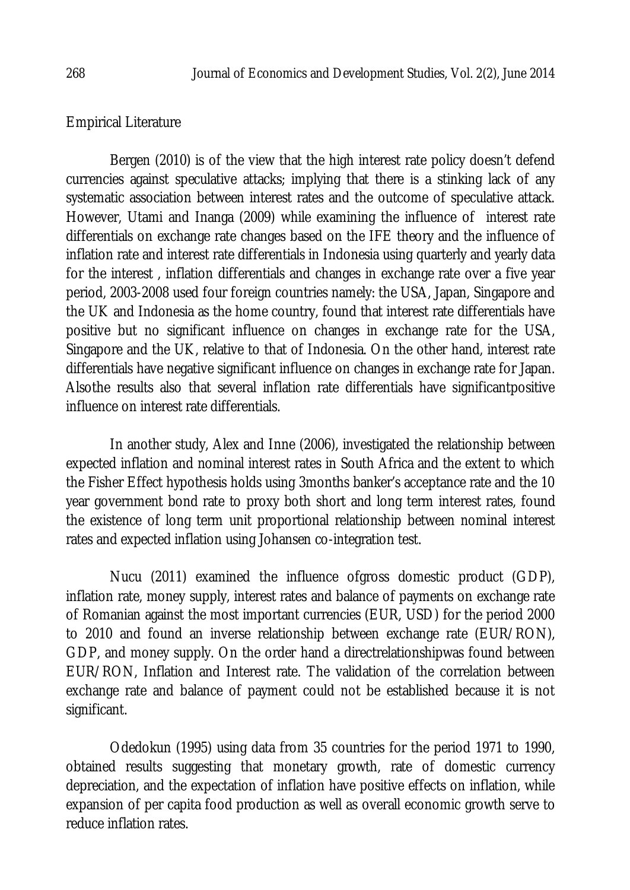Empirical Literature

Bergen (2010) is of the view that the high interest rate policy doesn't defend currencies against speculative attacks; implying that there is a stinking lack of any systematic association between interest rates and the outcome of speculative attack. However, Utami and Inanga (2009) while examining the influence of interest rate differentials on exchange rate changes based on the IFE theory and the influence of inflation rate and interest rate differentials in Indonesia using quarterly and yearly data for the interest , inflation differentials and changes in exchange rate over a five year period, 2003-2008 used four foreign countries namely: the USA, Japan, Singapore and the UK and Indonesia as the home country, found that interest rate differentials have positive but no significant influence on changes in exchange rate for the USA, Singapore and the UK, relative to that of Indonesia. On the other hand, interest rate differentials have negative significant influence on changes in exchange rate for Japan. Alsothe results also that several inflation rate differentials have significantpositive influence on interest rate differentials.

In another study, Alex and Inne (2006), investigated the relationship between expected inflation and nominal interest rates in South Africa and the extent to which the Fisher Effect hypothesis holds using 3months banker's acceptance rate and the 10 year government bond rate to proxy both short and long term interest rates, found the existence of long term unit proportional relationship between nominal interest rates and expected inflation using Johansen co-integration test.

Nucu (2011) examined the influence ofgross domestic product (GDP), inflation rate, money supply, interest rates and balance of payments on exchange rate of Romanian against the most important currencies (EUR, USD) for the period 2000 to 2010 and found an inverse relationship between exchange rate (EUR/RON), GDP, and money supply. On the order hand a directrelationshipwas found between EUR/RON, Inflation and Interest rate. The validation of the correlation between exchange rate and balance of payment could not be established because it is not significant.

Odedokun (1995) using data from 35 countries for the period 1971 to 1990, obtained results suggesting that monetary growth, rate of domestic currency depreciation, and the expectation of inflation have positive effects on inflation, while expansion of per capita food production as well as overall economic growth serve to reduce inflation rates.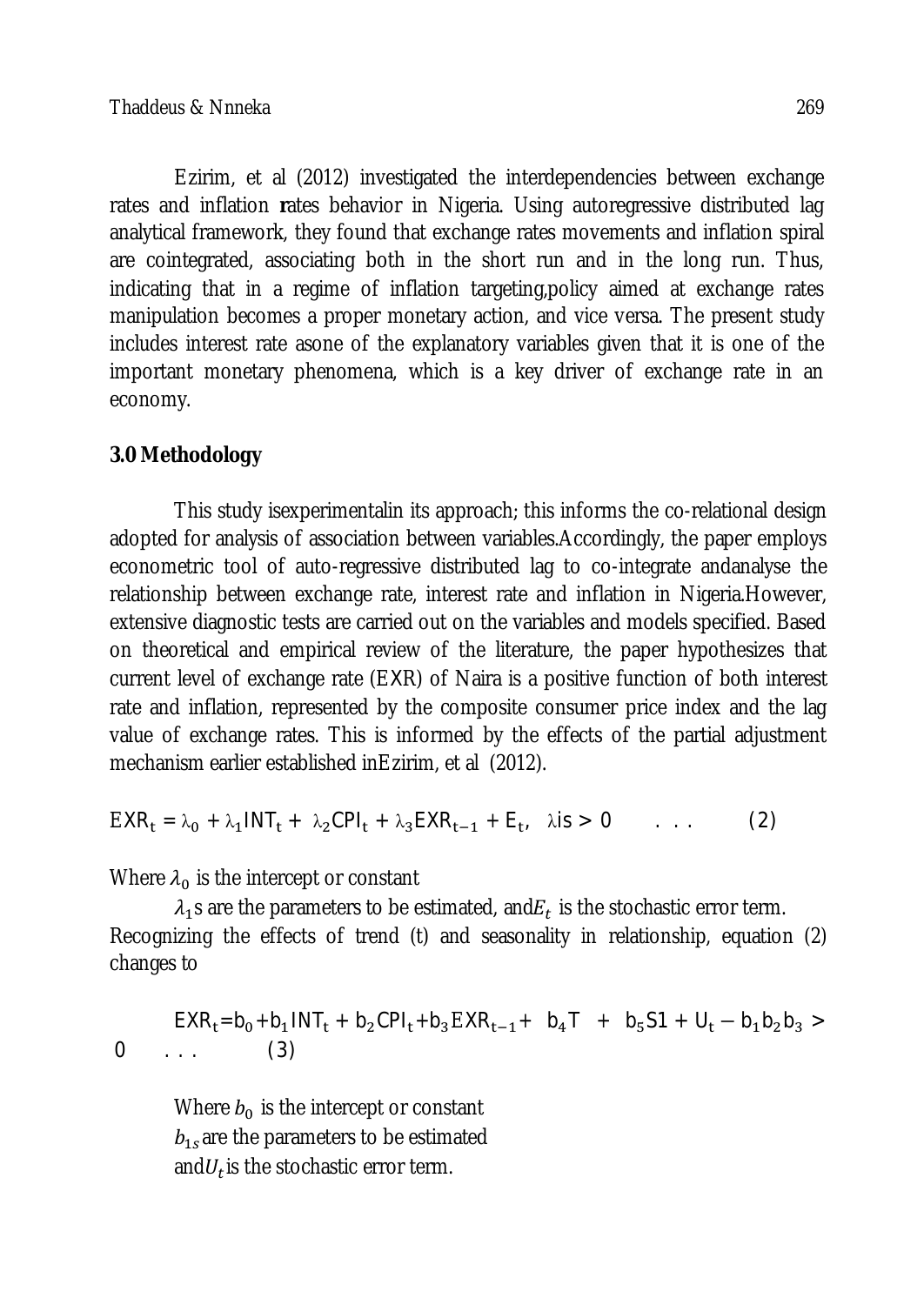Ezirim, et al (2012) investigated the interdependencies between exchange rates and inflation rates behavior in Nigeria. Using autoregressive distributed lag analytical framework, they found that exchange rates movements and inflation spiral are cointegrated, associating both in the short run and in the long run. Thus, indicating that in a regime of inflation targeting,policy aimed at exchange rates manipulation becomes a proper monetary action, and vice versa. The present study includes interest rate asone of the explanatory variables given that it is one of the important monetary phenomena, which is a key driver of exchange rate in an economy.

## 3.0 Methodology

This study isexperimentalin its approach; this informs the co-relational design adopted for analysis of association between variables.Accordingly, the paper employs econometric tool of auto-regressive distributed lag to co-integrate andanalyse the relationship between exchange rate, interest rate and inflation in Nigeria.However, extensive diagnostic tests are carried out on the variables and models specified. Based on theoretical and empirical review of the literature, the paper hypothesizes that current level of exchange rate (EXR) of Naira is a positive function of both interest rate and inflation, represented by the composite consumer price index and the lag value of exchange rates. This is informed by the effects of the partial adjustment mechanism earlier established inEzirim, et al (2012).

$$EXR_t = \lambda_0 + \lambda_1 INT_t + \lambda_2 CPI_t + \lambda_3 EXR_{t-1} + E_t, \quad \lambda \text{is} > 0 \quad \ldots \quad (2)$$

Where $\lambda_0$ is the intercept or constant

$\lambda_1$s are the parameters to be estimated, and$E_t$ is the stochastic error term. Recognizing the effects of trend (t) and seasonality in relationship, equation (2) changes to

$$EXR_t = b_0 + b_1 INT_t + b_2 CPI_t + b_3 EXR_{t-1} + b_4 T + b_5 S1 + U_t - b_1 b_2 b_3 > 0 \quad \ldots \quad (3)$$

Where $b_0$ is the intercept or constant

$b_{1s}$ are the parameters to be estimated

and$U_t$ is the stochastic error term.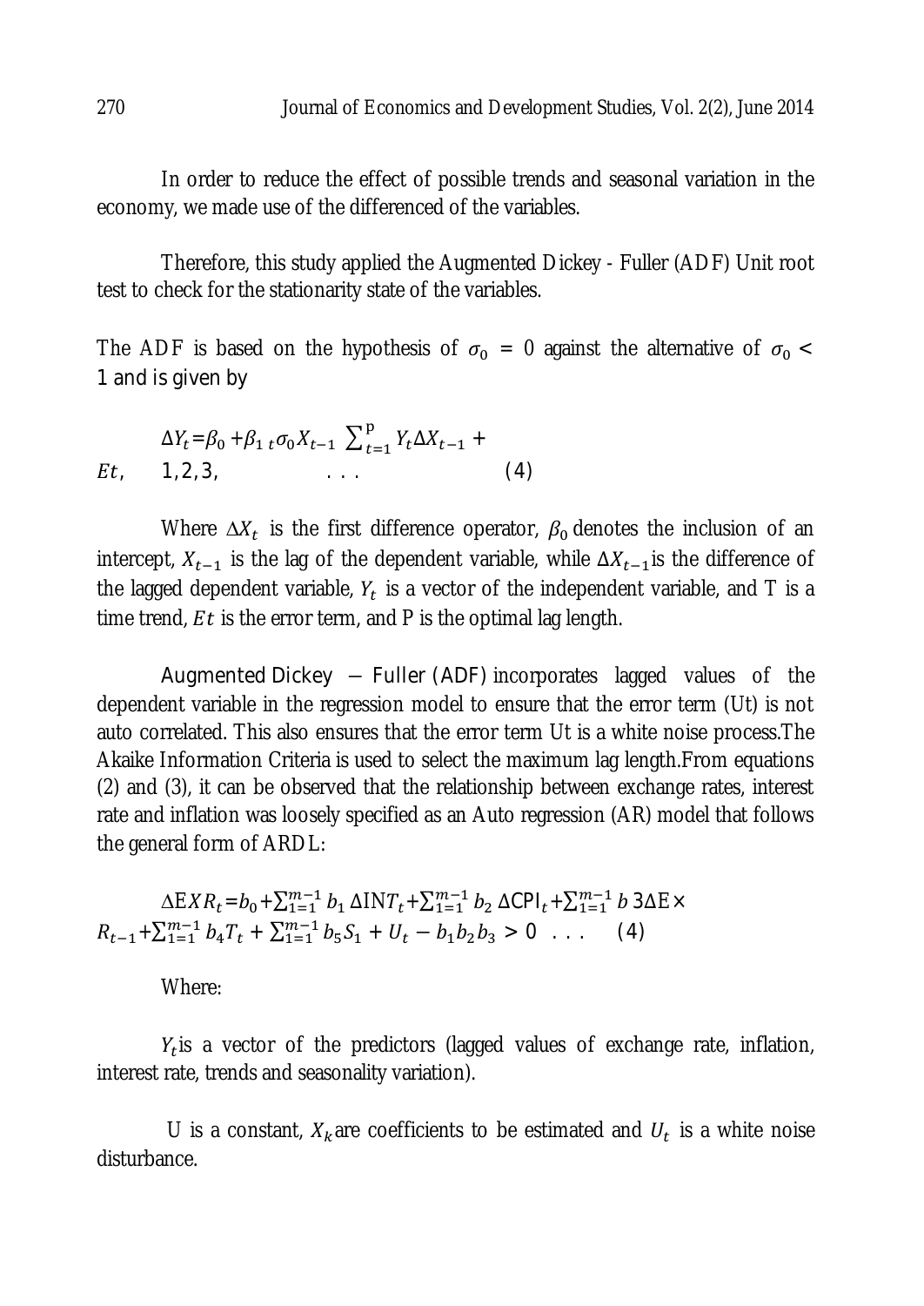In order to reduce the effect of possible trends and seasonal variation in the economy, we made use of the differenced of the variables.

Therefore, this study applied the Augmented Dickey - Fuller (ADF) Unit root test to check for the stationarity state of the variables.

The ADF is based on the hypothesis of $\sigma_0 = 0$ against the alternative of $\sigma_0 < 1$ and is given by

$$\Delta Y_t = \beta_0 + \beta_{1\ t} \sigma_0 X_{t-1} \ \sum_{t=1}^{p} Y_t \Delta X_{t-1} + Et, \quad 1,2,3, \quad \ldots \quad (4)$$

Where $\Delta X_t$ is the first difference operator, $\beta_0$ denotes the inclusion of an intercept, $X_{t-1}$ is the lag of the dependent variable, while $\Delta X_{t-1}$ is the difference of the lagged dependent variable, $Y_t$ is a vector of the independent variable, and T is a time trend, $Et$ is the error term, and P is the optimal lag length.

Augmented Dickey – Fuller (ADF) incorporates lagged values of the dependent variable in the regression model to ensure that the error term (Ut) is not auto correlated. This also ensures that the error term Ut is a white noise process.The Akaike Information Criteria is used to select the maximum lag length.From equations (2) and (3), it can be observed that the relationship between exchange rates, interest rate and inflation was loosely specified as an Auto regression (AR) model that follows the general form of ARDL:

$$\Delta EXR_t = b_0 + \sum_{1=1}^{m-1} b_1 \ \Delta INT_t + \sum_{1=1}^{m-1} b_2 \ \Delta CPI_t + \sum_{1=1}^{m-1} b \ 3\Delta E \times R_{t-1} + \sum_{1=1}^{m-1} b_4 T_t + \sum_{1=1}^{m-1} b_5 S_1 + U_t - b_1 b_2 b_3 > 0 \quad \ldots \quad (4)$$

Where:

$Y_t$ is a vector of the predictors (lagged values of exchange rate, inflation, interest rate, trends and seasonality variation).

U is a constant, $X_k$ are coefficients to be estimated and $U_t$ is a white noise disturbance.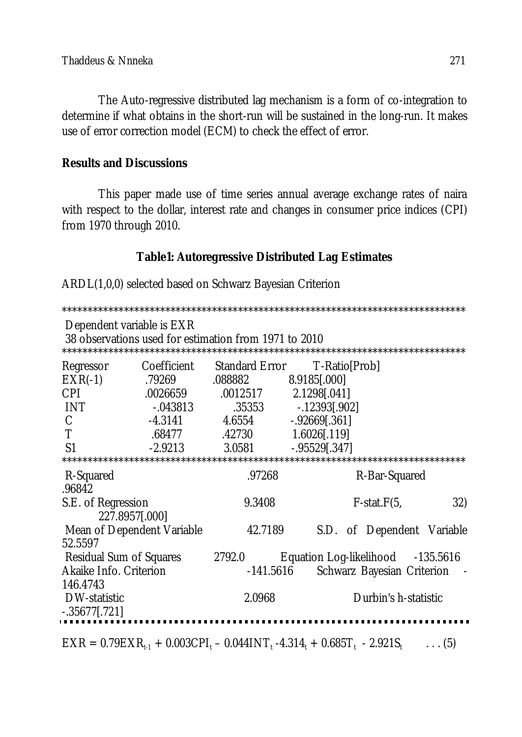The Auto-regressive distributed lag mechanism is a form of co-integration to determine if what obtains in the short-run will be sustained in the long-run. It makes use of error correction model (ECM) to check the effect of error.

## Results and Discussions

This paper made use of time series annual average exchange rates of naira with respect to the dollar, interest rate and changes in consumer price indices (CPI) from 1970 through 2010.

**Table1: Autoregressive Distributed Lag Estimates**

ARDL(1,0,0) selected based on Schwarz Bayesian Criterion

Dependent variable is EXR
38 observations used for estimation from 1971 to 2010

| Regressor | Coefficient | Standard Error | T-Ratio[Prob] |
|---|---|---|---|
| EXR(-1) | .79269 | .088882 | 8.9185[.000] |
| CPI | .0026659 | .0012517 | 2.1298[.041] |
| INT | -.043813 | .35353 | -.12393[.902] |
| C | -4.3141 | 4.6554 | -.92669[.361] |
| T | .68477 | .42730 | 1.6026[.119] |
| S1 | -2.9213 | 3.0581 | -.95529[.347] |

| | | | |
|---|---|---|---|
| R-Squared | .97268 | R-Bar-Squared | .96842 |
| S.E. of Regression | 9.3408 | F-stat.F(5, 32) | 227.8957[.000] |
| Mean of Dependent Variable | 42.7189 | S.D. of Dependent Variable | 52.5597 |
| Residual Sum of Squares | 2792.0 | Equation Log-likelihood | -135.5616 |
| Akaike Info. Criterion | -141.5616 | Schwarz Bayesian Criterion | -146.4743 |
| DW-statistic | 2.0968 | Durbin's h-statistic | -.35677[.721] |

$$EXR = 0.79EXR_{t-1} + 0.003CPI_t - 0.044INT_t - 4.314_t + 0.685T_t - 2.921S_t \quad \ldots (5)$$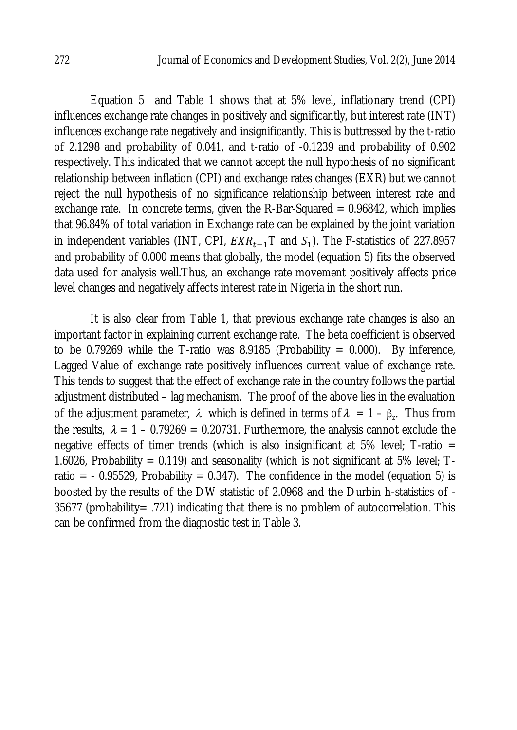Equation 5 and Table 1 shows that at 5% level, inflationary trend (CPI) influences exchange rate changes in positively and significantly, but interest rate (INT) influences exchange rate negatively and insignificantly. This is buttressed by the t-ratio of 2.1298 and probability of 0.041, and t-ratio of -0.1239 and probability of 0.902 respectively. This indicated that we cannot accept the null hypothesis of no significant relationship between inflation (CPI) and exchange rates changes (EXR) but we cannot reject the null hypothesis of no significance relationship between interest rate and exchange rate. In concrete terms, given the R-Bar-Squared = 0.96842, which implies that 96.84% of total variation in Exchange rate can be explained by the joint variation in independent variables (INT, CPI, $EXR_{t-1}$T and $S_1$). The F-statistics of 227.8957 and probability of 0.000 means that globally, the model (equation 5) fits the observed data used for analysis well.Thus, an exchange rate movement positively affects price level changes and negatively affects interest rate in Nigeria in the short run.

It is also clear from Table 1, that previous exchange rate changes is also an important factor in explaining current exchange rate. The beta coefficient is observed to be 0.79269 while the T-ratio was 8.9185 (Probability = 0.000). By inference, Lagged Value of exchange rate positively influences current value of exchange rate. This tends to suggest that the effect of exchange rate in the country follows the partial adjustment distributed – lag mechanism. The proof of the above lies in the evaluation of the adjustment parameter, $\lambda$ which is defined in terms of $\lambda = 1 - \beta_z$. Thus from the results, $\lambda = 1 - 0.79269 = 0.20731$. Furthermore, the analysis cannot exclude the negative effects of timer trends (which is also insignificant at 5% level; T-ratio = 1.6026, Probability = 0.119) and seasonality (which is not significant at 5% level; T-ratio = - 0.95529, Probability = 0.347). The confidence in the model (equation 5) is boosted by the results of the DW statistic of 2.0968 and the Durbin h-statistics of -35677 (probability= .721) indicating that there is no problem of autocorrelation. This can be confirmed from the diagnostic test in Table 3.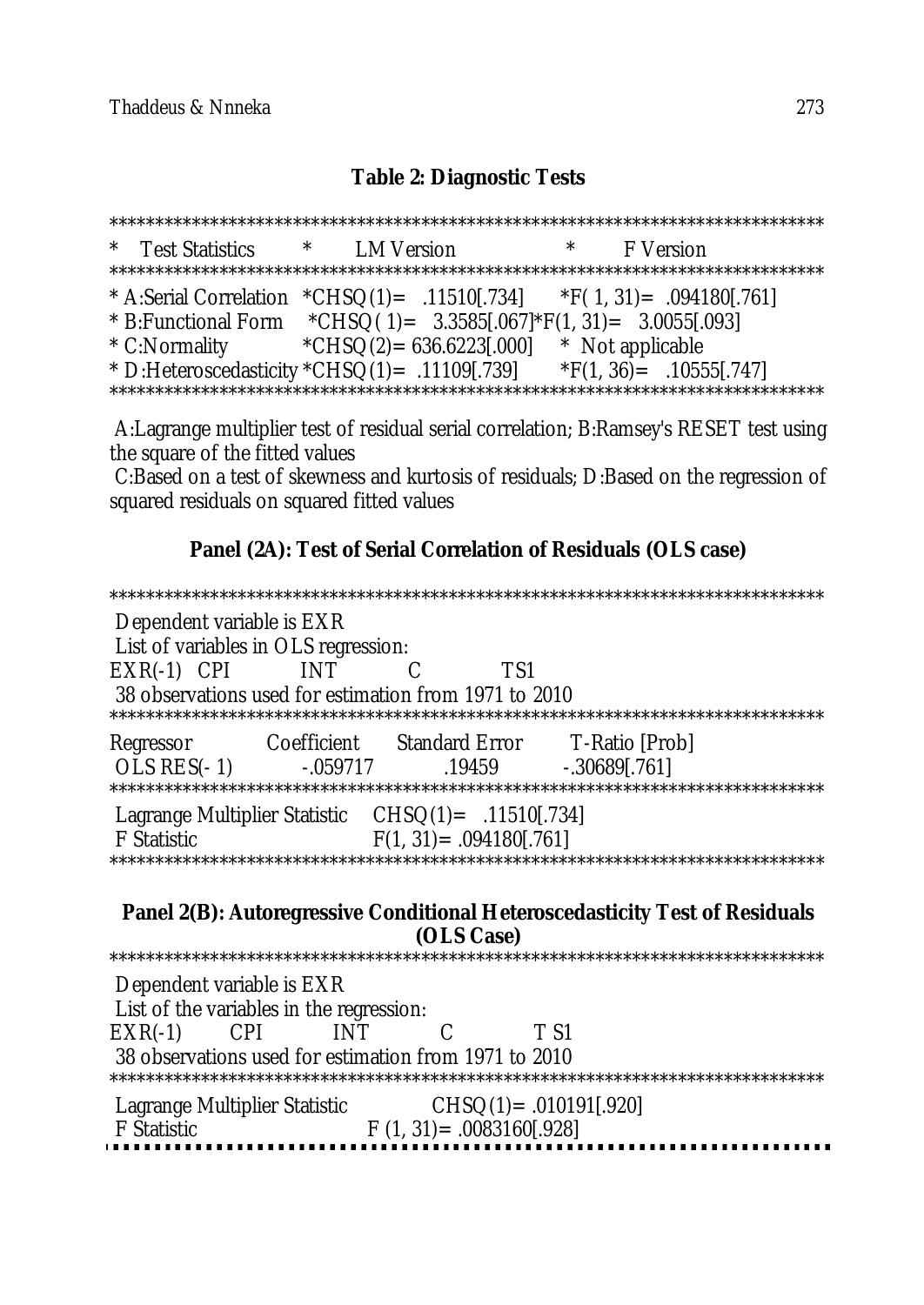**Table 2: Diagnostic Tests**

| Test Statistics | LM Version | F Version |
|---|---|---|
| A:Serial Correlation | CHSQ(1)= .11510[.734] | F( 1, 31)= .094180[.761] |
| B:Functional Form | CHSQ( 1)= 3.3585[.067] | F(1, 31)= 3.0055[.093] |
| C:Normality | CHSQ(2)= 636.6223[.000] | Not applicable |
| D:Heteroscedasticity | CHSQ(1)= .11109[.739] | F(1, 36)= .10555[.747] |

A:Lagrange multiplier test of residual serial correlation; B:Ramsey's RESET test using the square of the fitted values

C:Based on a test of skewness and kurtosis of residuals; D:Based on the regression of squared residuals on squared fitted values

**Panel (2A): Test of Serial Correlation of Residuals (OLS case)**

Dependent variable is EXR

List of variables in OLS regression:

EXR(-1) CPI INT C TS1

38 observations used for estimation from 1971 to 2010

| Regressor | Coefficient | Standard Error | T-Ratio [Prob] |
|---|---|---|---|
| OLS RES(- 1) | -.059717 | .19459 | -.30689[.761] |

Lagrange Multiplier Statistic CHSQ(1)= .11510[.734]

F Statistic F(1, 31)= .094180[.761]

**Panel 2(B): Autoregressive Conditional Heteroscedasticity Test of Residuals (OLS Case)**

Dependent variable is EXR

List of the variables in the regression:

EXR(-1) CPI INT C T S1

38 observations used for estimation from 1971 to 2010

Lagrange Multiplier Statistic CHSQ(1)= .010191[.920]

F Statistic F (1, 31)= .0083160[.928]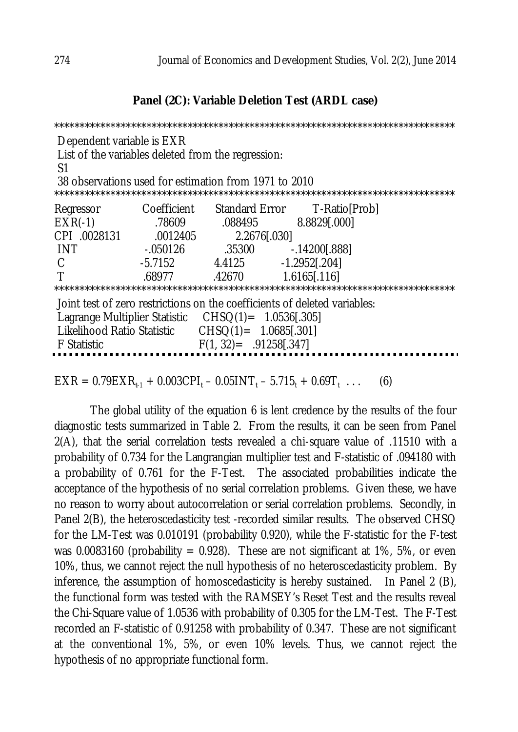**Panel (2C): Variable Deletion Test (ARDL case)**

```
*******************************************************************************
 Dependent variable is EXR
 List of the variables deleted from the regression:
 S1
 38 observations used for estimation from 1971 to 2010
*******************************************************************************
```

| Regressor | Coefficient | Standard Error | T-Ratio[Prob] |
|---|---|---|---|
| EXR(-1) | .78609 | .088495 | 8.8829[.000] |
| CPI | .0028131 | .0012405 | 2.2676[.030] |
| INT | -.050126 | .35300 | -.14200[.888] |
| C | -5.7152 | 4.4125 | -1.2952[.204] |
| T | .68977 | .42670 | 1.6165[.116] |

```
*******************************************************************************
 Joint test of zero restrictions on the coefficients of deleted variables:
 Lagrange Multiplier Statistic    CHSQ(1)=   1.0536[.305]
 Likelihood Ratio Statistic       CHSQ(1)=   1.0685[.301]
 F Statistic                      F(1, 32)=   .91258[.347]
```

$$EXR = 0.79EXR_{t-1} + 0.003CPI_t - 0.05INT_t - 5.715_t + 0.69T_t \;\ldots \qquad (6)$$

The global utility of the equation 6 is lent credence by the results of the four diagnostic tests summarized in Table 2. From the results, it can be seen from Panel 2(A), that the serial correlation tests revealed a chi-square value of .11510 with a probability of 0.734 for the Langrangian multiplier test and F-statistic of .094180 with a probability of 0.761 for the F-Test. The associated probabilities indicate the acceptance of the hypothesis of no serial correlation problems. Given these, we have no reason to worry about autocorrelation or serial correlation problems. Secondly, in Panel 2(B), the heteroscedasticity test -recorded similar results. The observed CHSQ for the LM-Test was 0.010191 (probability 0.920), while the F-statistic for the F-test was 0.0083160 (probability = 0.928). These are not significant at 1%, 5%, or even 10%, thus, we cannot reject the null hypothesis of no heteroscedasticity problem. By inference, the assumption of homoscedasticity is hereby sustained. In Panel 2 (B), the functional form was tested with the RAMSEY's Reset Test and the results reveal the Chi-Square value of 1.0536 with probability of 0.305 for the LM-Test. The F-Test recorded an F-statistic of 0.91258 with probability of 0.347. These are not significant at the conventional 1%, 5%, or even 10% levels. Thus, we cannot reject the hypothesis of no appropriate functional form.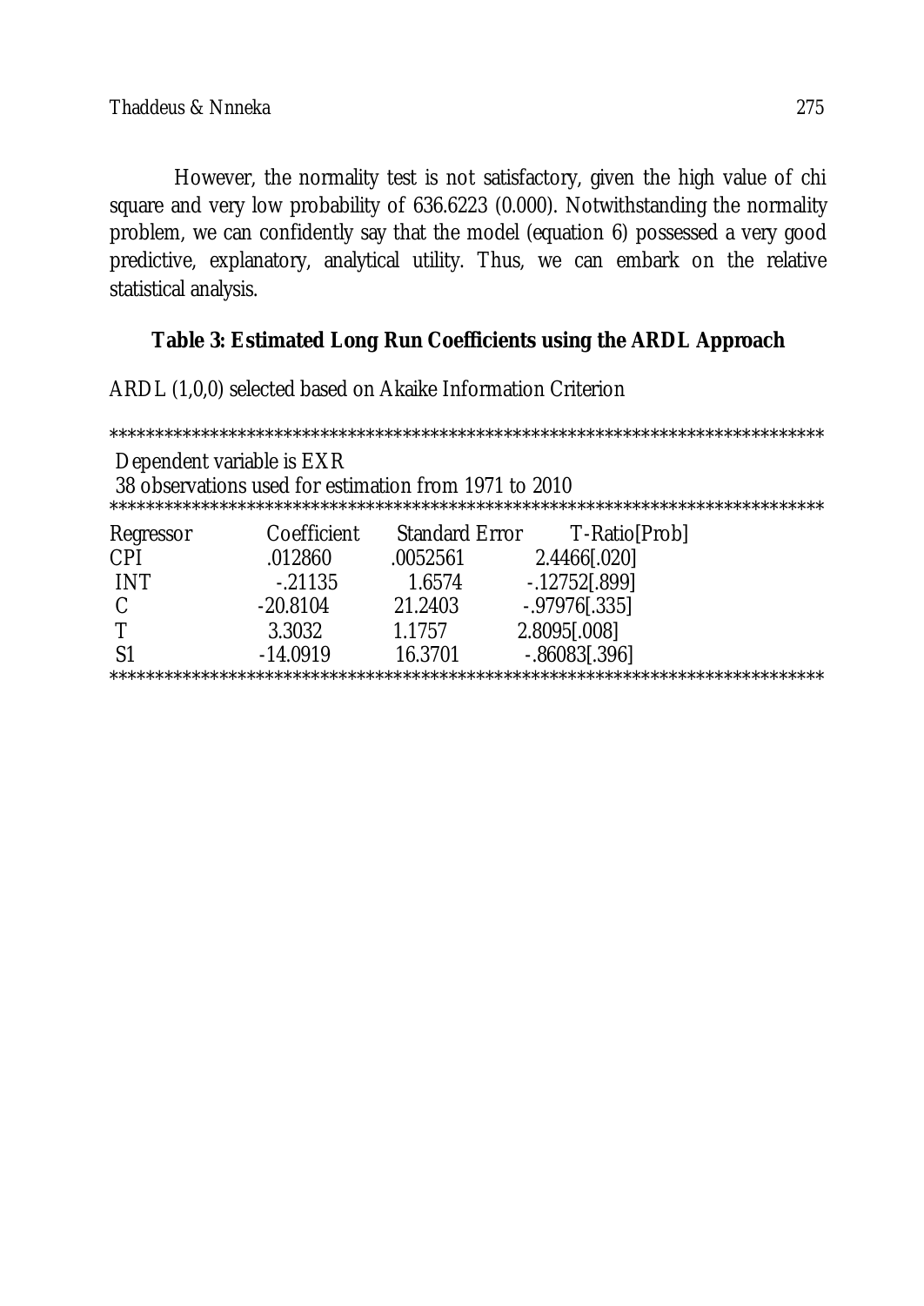However, the normality test is not satisfactory, given the high value of chi square and very low probability of 636.6223 (0.000). Notwithstanding the normality problem, we can confidently say that the model (equation 6) possessed a very good predictive, explanatory, analytical utility. Thus, we can embark on the relative statistical analysis.

**Table 3: Estimated Long Run Coefficients using the ARDL Approach**

ARDL (1,0,0) selected based on Akaike Information Criterion

Dependent variable is EXR
38 observations used for estimation from 1971 to 2010

| Regressor | Coefficient | Standard Error | T-Ratio[Prob] |
|---|---|---|---|
| CPI | .012860 | .0052561 | 2.4466[.020] |
| INT | -.21135 | 1.6574 | -.12752[.899] |
| C | -20.8104 | 21.2403 | -.97976[.335] |
| T | 3.3032 | 1.1757 | 2.8095[.008] |
| S1 | -14.0919 | 16.3701 | -.86083[.396] |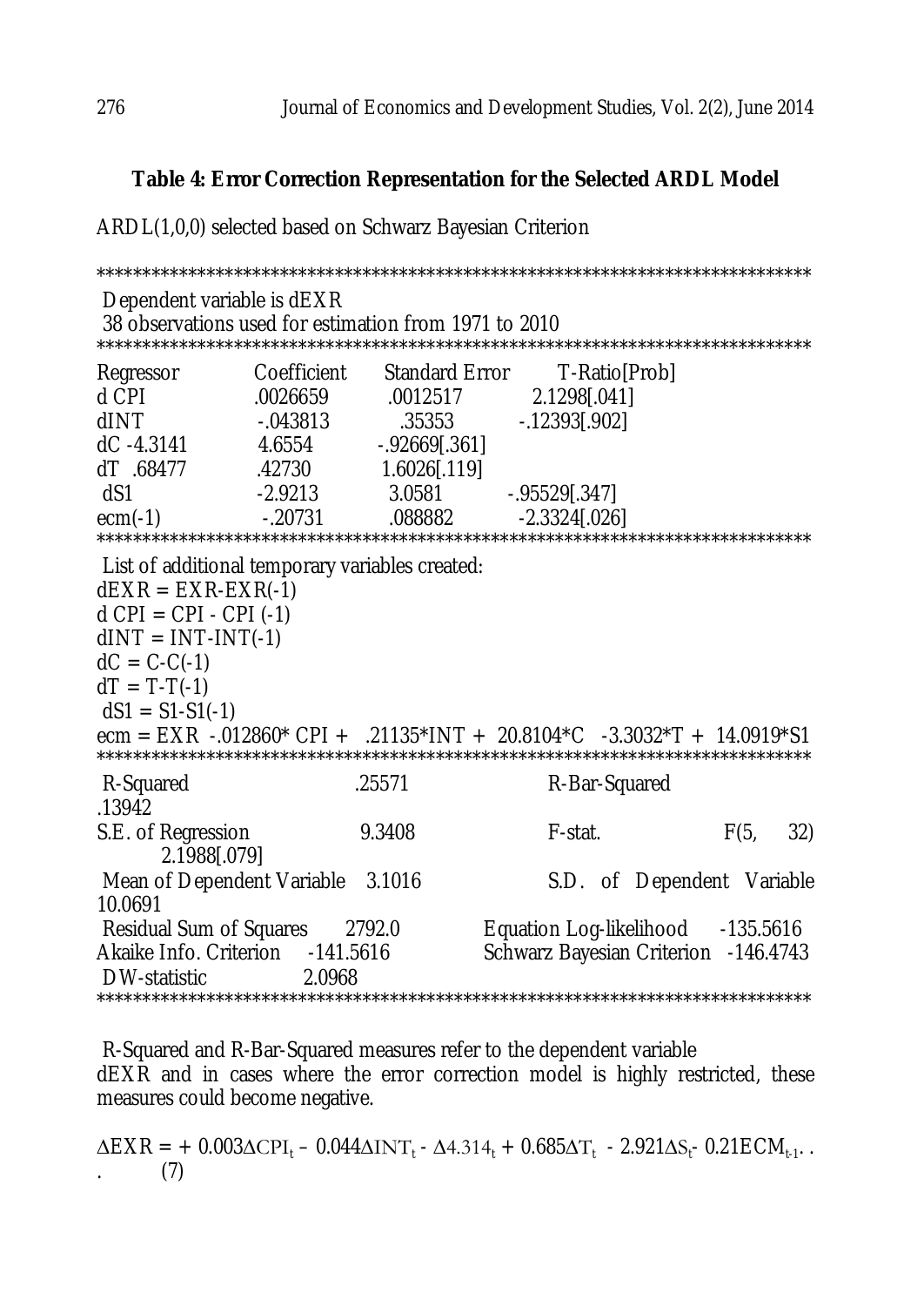**Table 4: Error Correction Representation for the Selected ARDL Model**

ARDL(1,0,0) selected based on Schwarz Bayesian Criterion

```
*******************************************************************************
 Dependent variable is dEXR
 38 observations used for estimation from 1971 to 2010
*******************************************************************************
Regressor          Coefficient      Standard Error        T-Ratio[Prob]
d CPI              .0026659          .0012517             2.1298[.041]
dINT               -.043813           .35353              -.12393[.902]
dC -4.3141         4.6554            -.92669[.361]
dT  .68477         .42730            1.6026[.119]
 dS1               -2.9213            3.0581              -.95529[.347]
ecm(-1)            -.20731           .088882              -2.3324[.026]
*******************************************************************************
 List of additional temporary variables created:
dEXR = EXR-EXR(-1)
d CPI = CPI - CPI (-1)
dINT = INT-INT(-1)
dC = C-C(-1)
dT = T-T(-1)
 dS1 = S1-S1(-1)
ecm = EXR -.012860* CPI +  .21135*INT + 20.8104*C  -3.3032*T + 14.0919*S1
*******************************************************************************
 R-Squared                      .25571              R-Bar-Squared
.13942
S.E. of Regression              9.3408              F-stat.              F(5,    32)
      2.1988[.079]
 Mean of Dependent Variable    3.1016               S.D.  of  Dependent  Variable
10.0691
 Residual Sum of Squares      2792.0         Equation Log-likelihood       -135.5616
Akaike Info. Criterion    -141.5616          Schwarz Bayesian Criterion  -146.4743
 DW-statistic               2.0968
*******************************************************************************
```

R-Squared and R-Bar-Squared measures refer to the dependent variable dEXR and in cases where the error correction model is highly restricted, these measures could become negative.

$$\Delta EXR = + 0.003\Delta CPI_t - 0.044\Delta INT_t - \Delta 4.314_t + 0.685\Delta T_t - 2.921\Delta S_t - 0.21ECM_{t-1} \quad (7)$$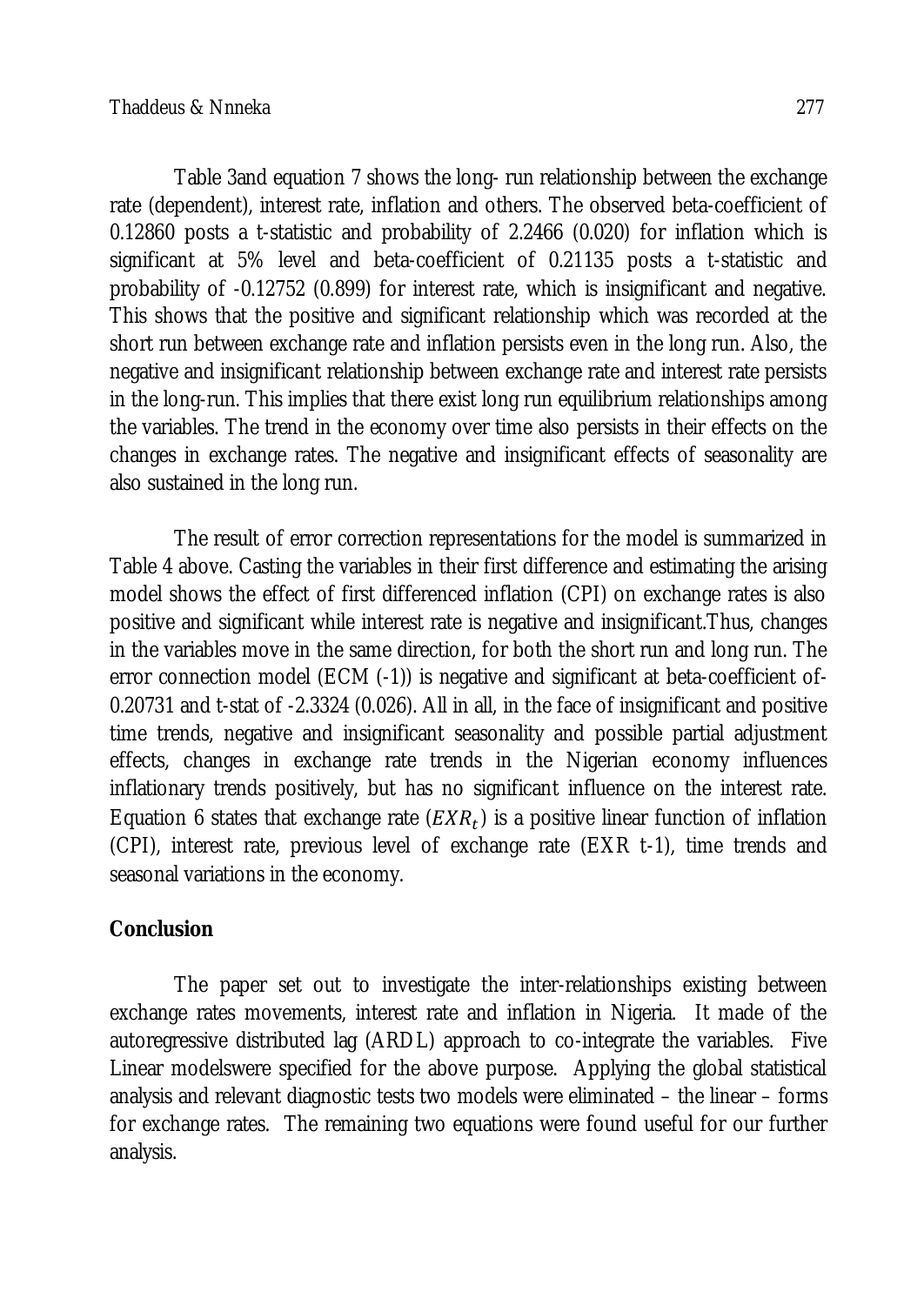Table 3and equation 7 shows the long- run relationship between the exchange rate (dependent), interest rate, inflation and others. The observed beta-coefficient of 0.12860 posts a t-statistic and probability of 2.2466 (0.020) for inflation which is significant at 5% level and beta-coefficient of 0.21135 posts a t-statistic and probability of -0.12752 (0.899) for interest rate, which is insignificant and negative. This shows that the positive and significant relationship which was recorded at the short run between exchange rate and inflation persists even in the long run. Also, the negative and insignificant relationship between exchange rate and interest rate persists in the long-run. This implies that there exist long run equilibrium relationships among the variables. The trend in the economy over time also persists in their effects on the changes in exchange rates. The negative and insignificant effects of seasonality are also sustained in the long run.

The result of error correction representations for the model is summarized in Table 4 above. Casting the variables in their first difference and estimating the arising model shows the effect of first differenced inflation (CPI) on exchange rates is also positive and significant while interest rate is negative and insignificant.Thus, changes in the variables move in the same direction, for both the short run and long run. The error connection model (ECM (-1)) is negative and significant at beta-coefficient of-0.20731 and t-stat of -2.3324 (0.026). All in all, in the face of insignificant and positive time trends, negative and insignificant seasonality and possible partial adjustment effects, changes in exchange rate trends in the Nigerian economy influences inflationary trends positively, but has no significant influence on the interest rate. Equation 6 states that exchange rate ($EXR_t$) is a positive linear function of inflation (CPI), interest rate, previous level of exchange rate (EXR t-1), time trends and seasonal variations in the economy.

## Conclusion

The paper set out to investigate the inter-relationships existing between exchange rates movements, interest rate and inflation in Nigeria. It made of the autoregressive distributed lag (ARDL) approach to co-integrate the variables. Five Linear modelswere specified for the above purpose. Applying the global statistical analysis and relevant diagnostic tests two models were eliminated – the linear – forms for exchange rates. The remaining two equations were found useful for our further analysis.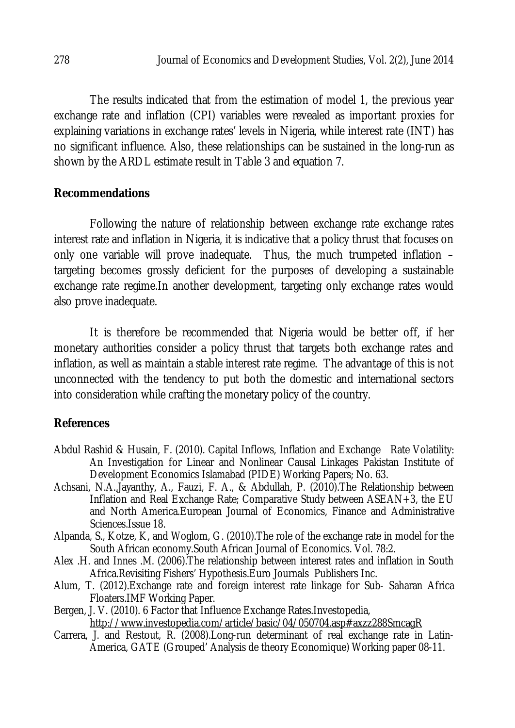The results indicated that from the estimation of model 1, the previous year exchange rate and inflation (CPI) variables were revealed as important proxies for explaining variations in exchange rates' levels in Nigeria, while interest rate (INT) has no significant influence. Also, these relationships can be sustained in the long-run as shown by the ARDL estimate result in Table 3 and equation 7.

## Recommendations

Following the nature of relationship between exchange rate exchange rates interest rate and inflation in Nigeria, it is indicative that a policy thrust that focuses on only one variable will prove inadequate. Thus, the much trumpeted inflation – targeting becomes grossly deficient for the purposes of developing a sustainable exchange rate regime.In another development, targeting only exchange rates would also prove inadequate.

It is therefore be recommended that Nigeria would be better off, if her monetary authorities consider a policy thrust that targets both exchange rates and inflation, as well as maintain a stable interest rate regime. The advantage of this is not unconnected with the tendency to put both the domestic and international sectors into consideration while crafting the monetary policy of the country.

## References

Abdul Rashid & Husain, F. (2010). Capital Inflows, Inflation and Exchange Rate Volatility: An Investigation for Linear and Nonlinear Causal Linkages Pakistan Institute of Development Economics Islamabad (PIDE) Working Papers; No. 63.

Achsani, N.A.,Jayanthy, A., Fauzi, F. A., & Abdullah, P. (2010).The Relationship between Inflation and Real Exchange Rate; Comparative Study between ASEAN+3, the EU and North America.European Journal of Economics, Finance and Administrative Sciences.Issue 18.

Alpanda, S., Kotze, K, and Woglom, G. (2010).The role of the exchange rate in model for the South African economy.South African Journal of Economics. Vol. 78:2.

Alex .H. and Innes .M. (2006).The relationship between interest rates and inflation in South Africa.Revisiting Fishers' Hypothesis.Euro Journals Publishers Inc.

Alum, T. (2012).Exchange rate and foreign interest rate linkage for Sub- Saharan Africa Floaters.IMF Working Paper.

Bergen, J. V. (2010). 6 Factor that Influence Exchange Rates.Investopedia, http://www.investopedia.com/article/basic/04/050704.asp#axzz288SmcagR

Carrera, J. and Restout, R. (2008).Long-run determinant of real exchange rate in Latin-America, GATE (Grouped' Analysis de theory Economique) Working paper 08-11.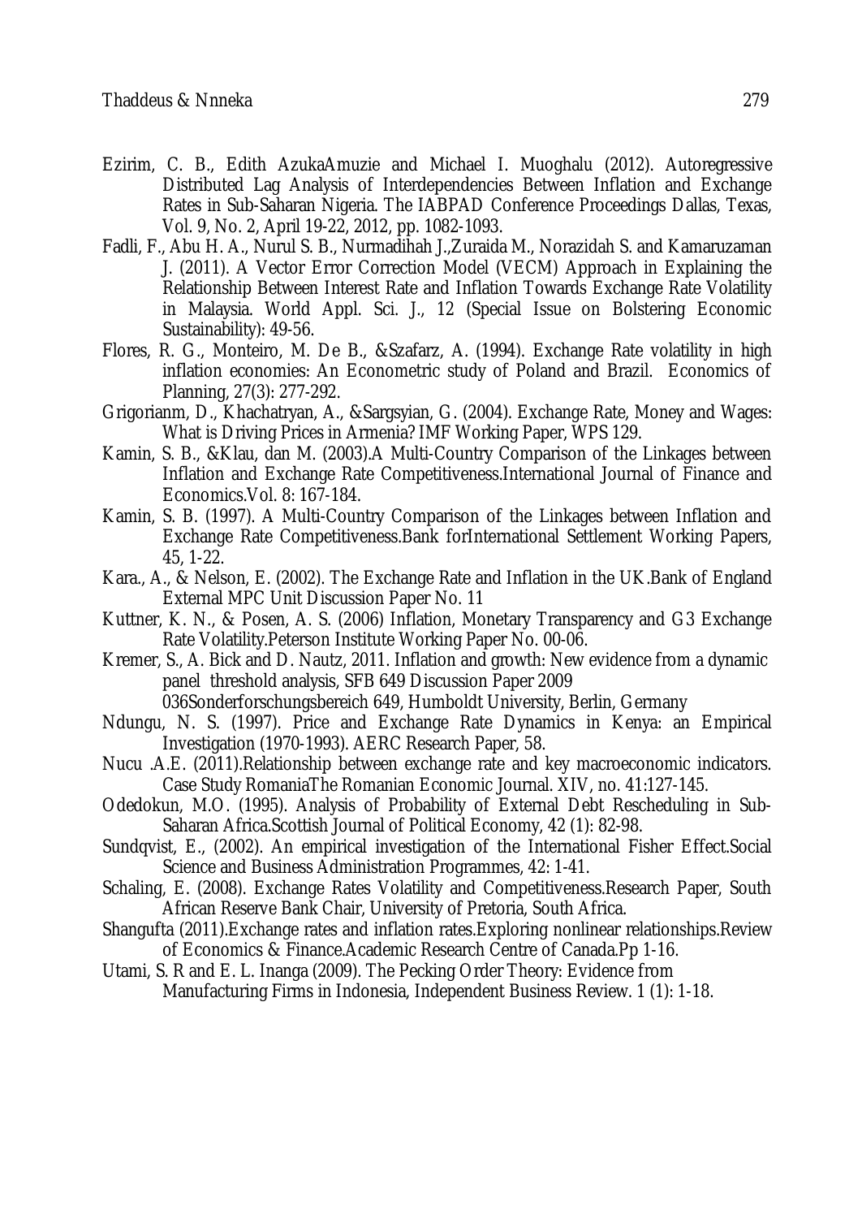Ezirim, C. B., Edith AzukaAmuzie and Michael I. Muoghalu (2012). Autoregressive Distributed Lag Analysis of Interdependencies Between Inflation and Exchange Rates in Sub-Saharan Nigeria. The IABPAD Conference Proceedings Dallas, Texas, Vol. 9, No. 2, April 19-22, 2012, pp. 1082-1093.

Fadli, F., Abu H. A., Nurul S. B., Nurmadihah J.,Zuraida M., Norazidah S. and Kamaruzaman J. (2011). A Vector Error Correction Model (VECM) Approach in Explaining the Relationship Between Interest Rate and Inflation Towards Exchange Rate Volatility in Malaysia. World Appl. Sci. J., 12 (Special Issue on Bolstering Economic Sustainability): 49-56.

Flores, R. G., Monteiro, M. De B., &Szafarz, A. (1994). Exchange Rate volatility in high inflation economies: An Econometric study of Poland and Brazil. Economics of Planning, 27(3): 277-292.

Grigorianm, D., Khachatryan, A., &Sargsyian, G. (2004). Exchange Rate, Money and Wages: What is Driving Prices in Armenia? IMF Working Paper, WPS 129.

Kamin, S. B., &Klau, dan M. (2003).A Multi-Country Comparison of the Linkages between Inflation and Exchange Rate Competitiveness.International Journal of Finance and Economics.Vol. 8: 167-184.

Kamin, S. B. (1997). A Multi-Country Comparison of the Linkages between Inflation and Exchange Rate Competitiveness.Bank forInternational Settlement Working Papers, 45, 1-22.

Kara., A., & Nelson, E. (2002). The Exchange Rate and Inflation in the UK.Bank of England External MPC Unit Discussion Paper No. 11

Kuttner, K. N., & Posen, A. S. (2006) Inflation, Monetary Transparency and G3 Exchange Rate Volatility.Peterson Institute Working Paper No. 00-06.

Kremer, S., A. Bick and D. Nautz, 2011. Inflation and growth: New evidence from a dynamic panel threshold analysis, SFB 649 Discussion Paper 2009 036Sonderforschungsbereich 649, Humboldt University, Berlin, Germany

Ndungu, N. S. (1997). Price and Exchange Rate Dynamics in Kenya: an Empirical Investigation (1970-1993). AERC Research Paper, 58.

Nucu .A.E. (2011).Relationship between exchange rate and key macroeconomic indicators. Case Study RomaniaThe Romanian Economic Journal. XIV, no. 41:127-145.

Odedokun, M.O. (1995). Analysis of Probability of External Debt Rescheduling in Sub-Saharan Africa.Scottish Journal of Political Economy, 42 (1): 82-98.

Sundqvist, E., (2002). An empirical investigation of the International Fisher Effect.Social Science and Business Administration Programmes, 42: 1-41.

Schaling, E. (2008). Exchange Rates Volatility and Competitiveness.Research Paper, South African Reserve Bank Chair, University of Pretoria, South Africa.

Shangufta (2011).Exchange rates and inflation rates.Exploring nonlinear relationships.Review of Economics & Finance.Academic Research Centre of Canada.Pp 1-16.

Utami, S. R and E. L. Inanga (2009). The Pecking Order Theory: Evidence from Manufacturing Firms in Indonesia, Independent Business Review. 1 (1): 1-18.